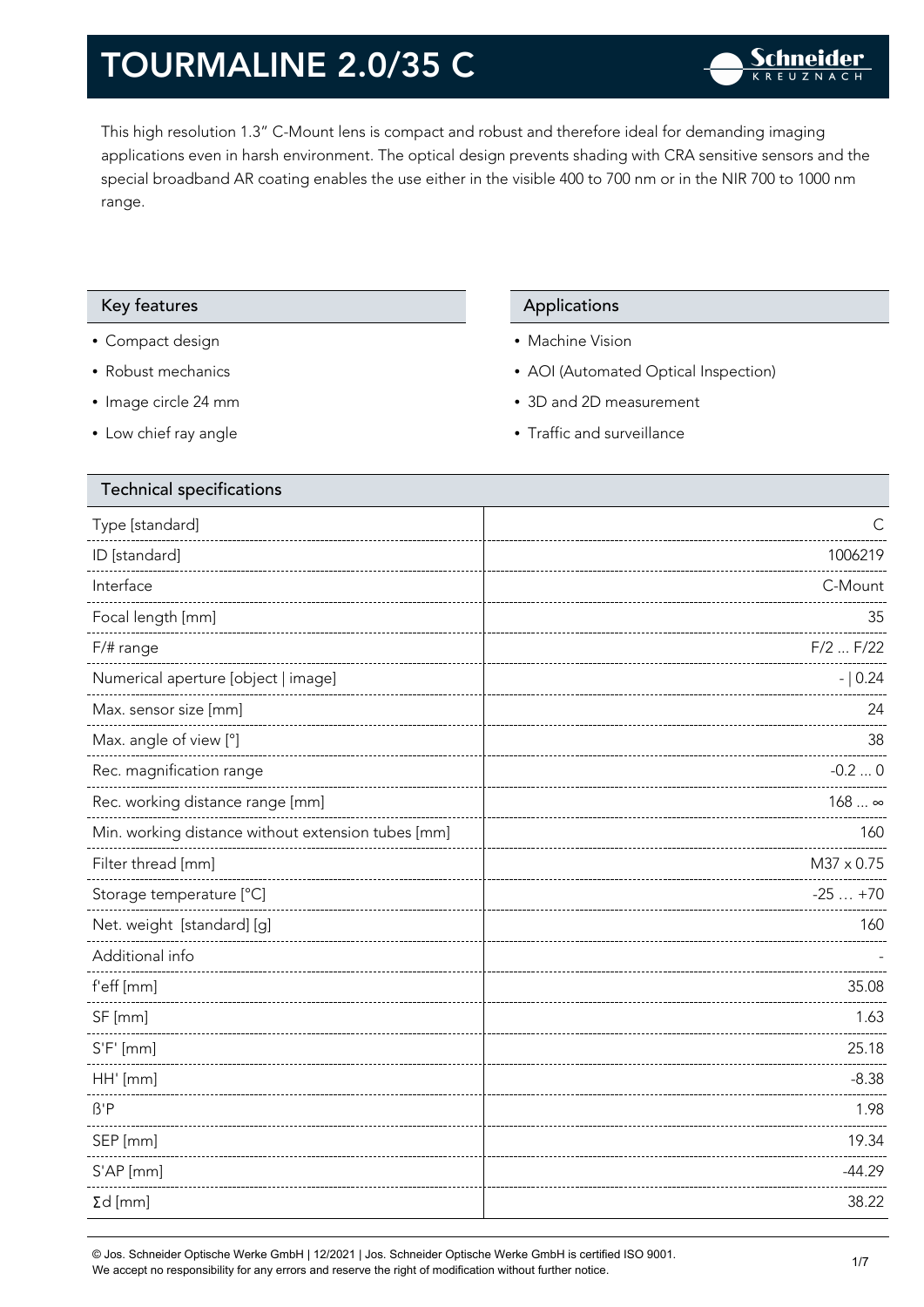# TOURMALINE 2.0/35 C

This high resolution 1.3" C-Mount lens is compact and robust and therefore ideal for demanding imaging applications even in harsh environment. The optical design prevents shading with CRA sensitive sensors and the special broadband AR coating enables the use either in the visible 400 to 700 nm or in the NIR 700 to 1000 nm range.

## Key features

- Compact design
- Robust mechanics
- Image circle 24 mm
- Low chief ray angle

## Applications

- Machine Vision
- AOI (Automated Optical Inspection)
- 3D and 2D measurement
- Traffic and surveillance

## Technical specifications

| Parameter | Value |
|---|---|
| Type [standard] | C |
| ID [standard] | 1006219 |
| Interface | C-Mount |
| Focal length [mm] | 35 |
| F/# range | F/2 ... F/22 |
| Numerical aperture [object \| image] | - \| 0.24 |
| Max. sensor size [mm] | 24 |
| Max. angle of view [°] | 38 |
| Rec. magnification range | -0.2 ... 0 |
| Rec. working distance range [mm] | 168 ... ∞ |
| Min. working distance without extension tubes [mm] | 160 |
| Filter thread [mm] | M37 x 0.75 |
| Storage temperature [°C] | -25 … +70 |
| Net. weight [standard] [g] | 160 |
| Additional info | - |
| f'eff [mm] | 35.08 |
| SF [mm] | 1.63 |
| S'F' [mm] | 25.18 |
| HH' [mm] | -8.38 |
| ß'P | 1.98 |
| SEP [mm] | 19.34 |
| S'AP [mm] | -44.29 |
| Σd [mm] | 38.22 |

© Jos. Schneider Optische Werke GmbH | 12/2021 | Jos. Schneider Optische Werke GmbH is certified ISO 9001.
We accept no responsibility for any errors and reserve the right of modification without further notice.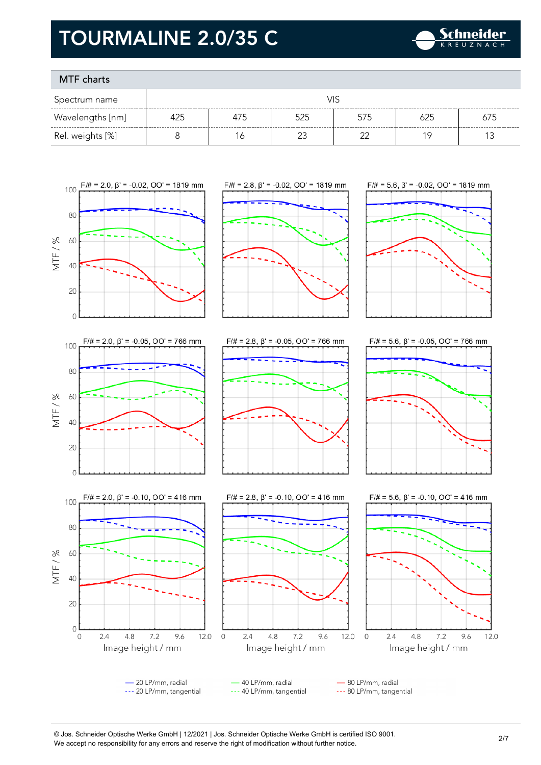# TOURMALINE 2.0/35 C

## MTF charts

| Spectrum name | VIS | | | | | |
|---|---|---|---|---|---|---|
| Wavelengths [nm] | 425 | 475 | 525 | 575 | 625 | 675 |
| Rel. weights [%] | 8 | 16 | 23 | 22 | 19 | 13 |

F/# = 2.0, β' = -0.02, OO' = 1819 mm

F/# = 2.8, β' = -0.02, OO' = 1819 mm

F/# = 5.6, β' = -0.02, OO' = 1819 mm

F/# = 2.0, β' = -0.05, OO' = 766 mm

F/# = 2.8, β' = -0.05, OO' = 766 mm

F/# = 5.6, β' = -0.05, OO' = 766 mm

F/# = 2.0, β' = -0.10, OO' = 416 mm

F/# = 2.8, β' = -0.10, OO' = 416 mm

F/# = 5.6, β' = -0.10, OO' = 416 mm

MTF / %

Image height / mm

— 20 LP/mm, radial
--- 20 LP/mm, tangential
— 40 LP/mm, radial
--- 40 LP/mm, tangential
— 80 LP/mm, radial
--- 80 LP/mm, tangential

© Jos. Schneider Optische Werke GmbH | 12/2021 | Jos. Schneider Optische Werke GmbH is certified ISO 9001.
We accept no responsibility for any errors and reserve the right of modification without further notice.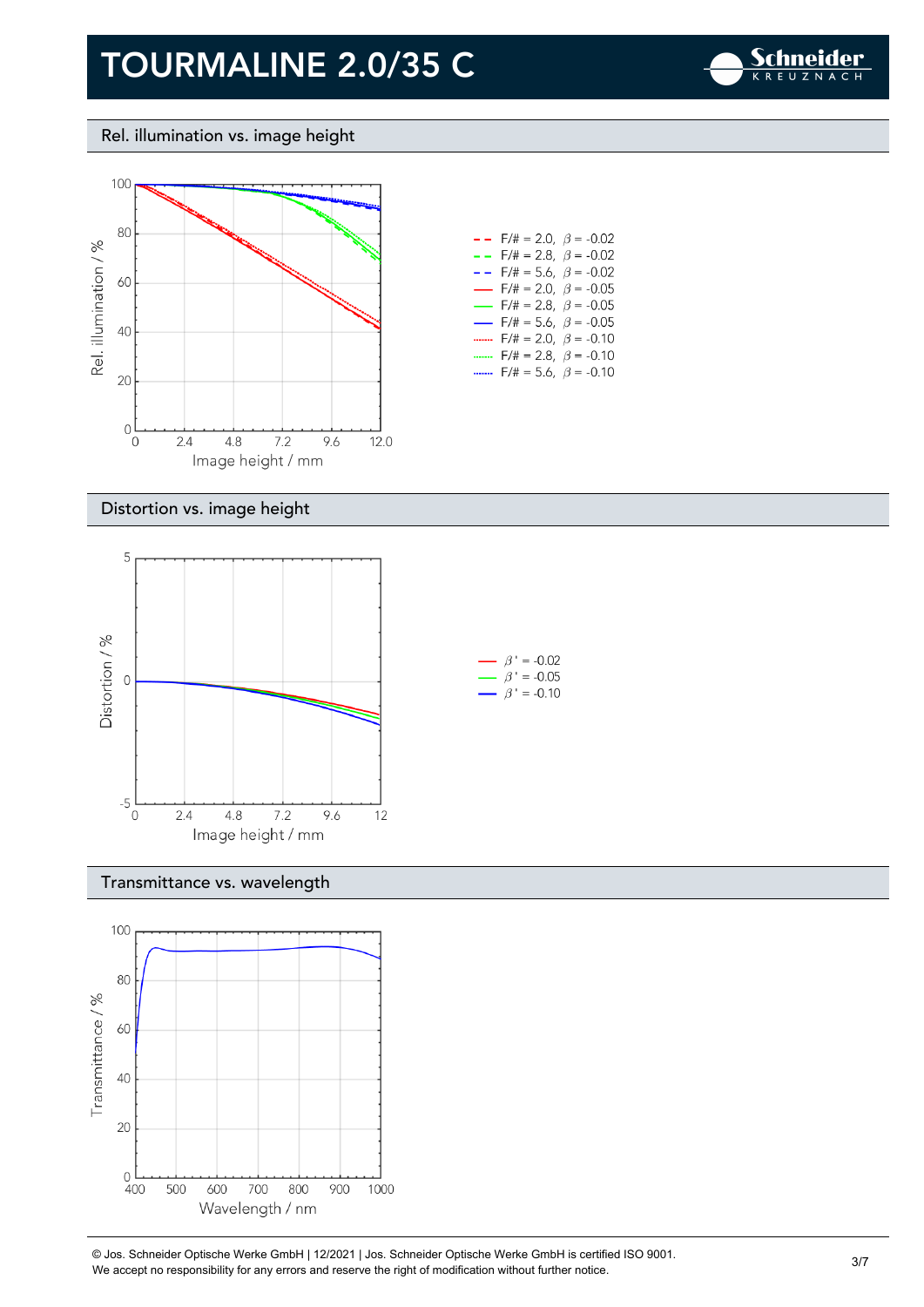# TOURMALINE 2.0/35 C

## Rel. illumination vs. image height

Rel. illumination / %

Image height / mm

- F/# = 2.0, $\beta$ = -0.02
- F/# = 2.8, $\beta$ = -0.02
- F/# = 5.6, $\beta$ = -0.02
- F/# = 2.0, $\beta$ = -0.05
- F/# = 2.8, $\beta$ = -0.05
- F/# = 5.6, $\beta$ = -0.05
- F/# = 2.0, $\beta$ = -0.10
- F/# = 2.8, $\beta$ = -0.10
- F/# = 5.6, $\beta$ = -0.10

## Distortion vs. image height

Distortion / %

Image height / mm

- $\beta'$ = -0.02
- $\beta'$ = -0.05
- $\beta'$ = -0.10

## Transmittance vs. wavelength

Transmittance / %

Wavelength / nm

© Jos. Schneider Optische Werke GmbH | 12/2021 | Jos. Schneider Optische Werke GmbH is certified ISO 9001.
We accept no responsibility for any errors and reserve the right of modification without further notice.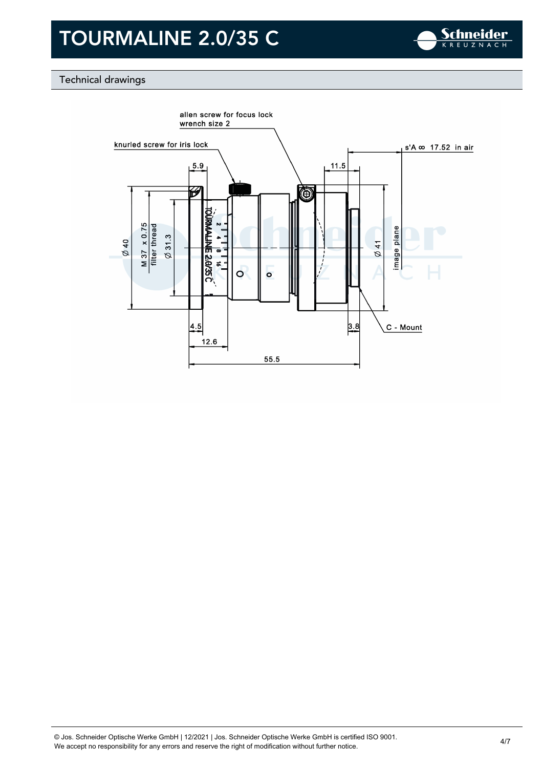# TOURMALINE 2.0/35 C

## Technical drawings

allen screw for focus lock
wrench size 2

knurled screw for iris lock

s'A ∞ 17.52 in air

5.9

11.5

Ø 40

M 37 x 0.75
filter thread

Ø 31.3

Ø 41

image plane

4.5

3.8

C - Mount

12.6

55.5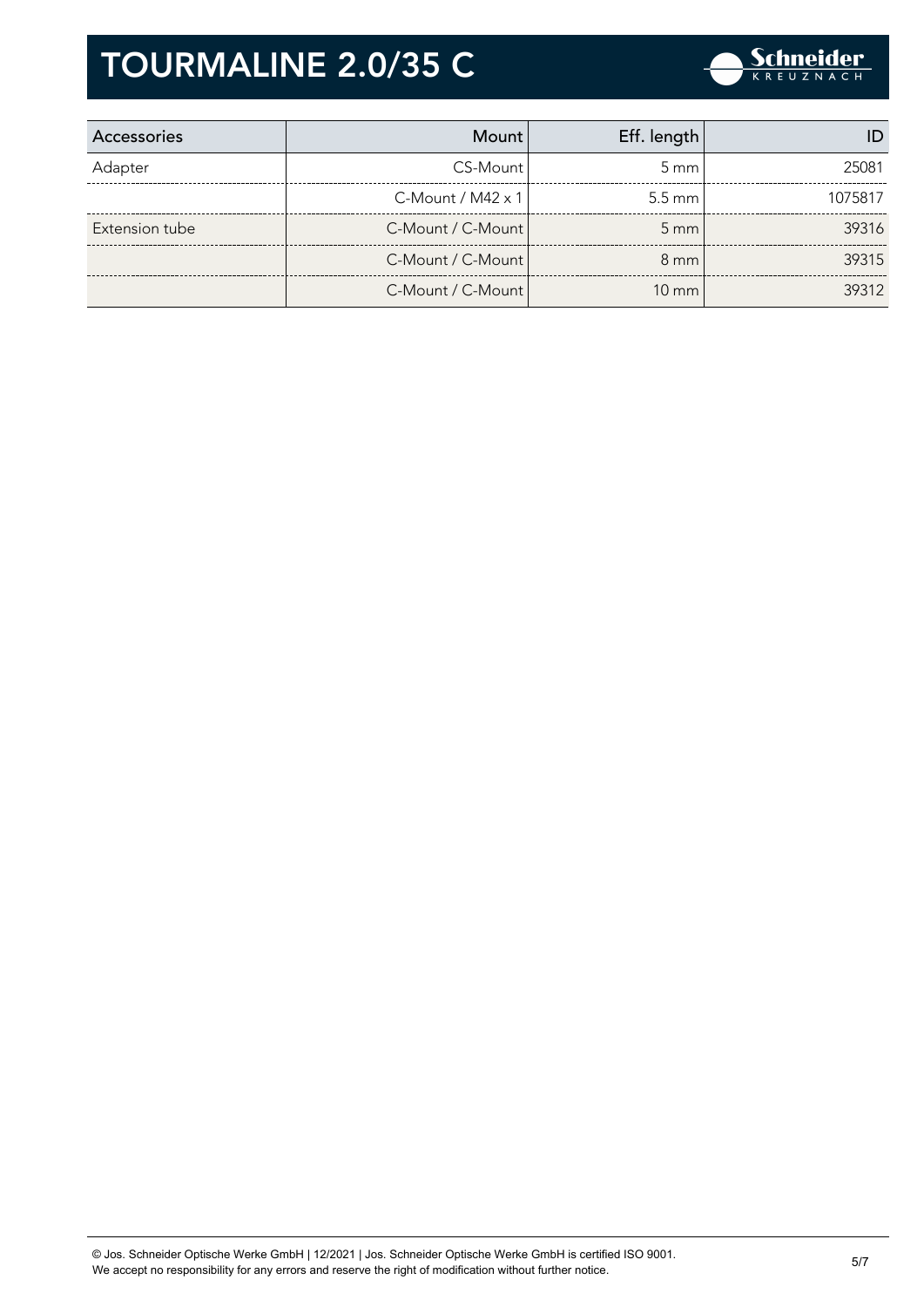# TOURMALINE 2.0/35 C

| Accessories | Mount | Eff. length | ID |
|---|---|---|---|
| Adapter | CS-Mount | 5 mm | 25081 |
| | C-Mount / M42 x 1 | 5.5 mm | 1075817 |
| Extension tube | C-Mount / C-Mount | 5 mm | 39316 |
| | C-Mount / C-Mount | 8 mm | 39315 |
| | C-Mount / C-Mount | 10 mm | 39312 |

© Jos. Schneider Optische Werke GmbH | 12/2021 | Jos. Schneider Optische Werke GmbH is certified ISO 9001.
We accept no responsibility for any errors and reserve the right of modification without further notice.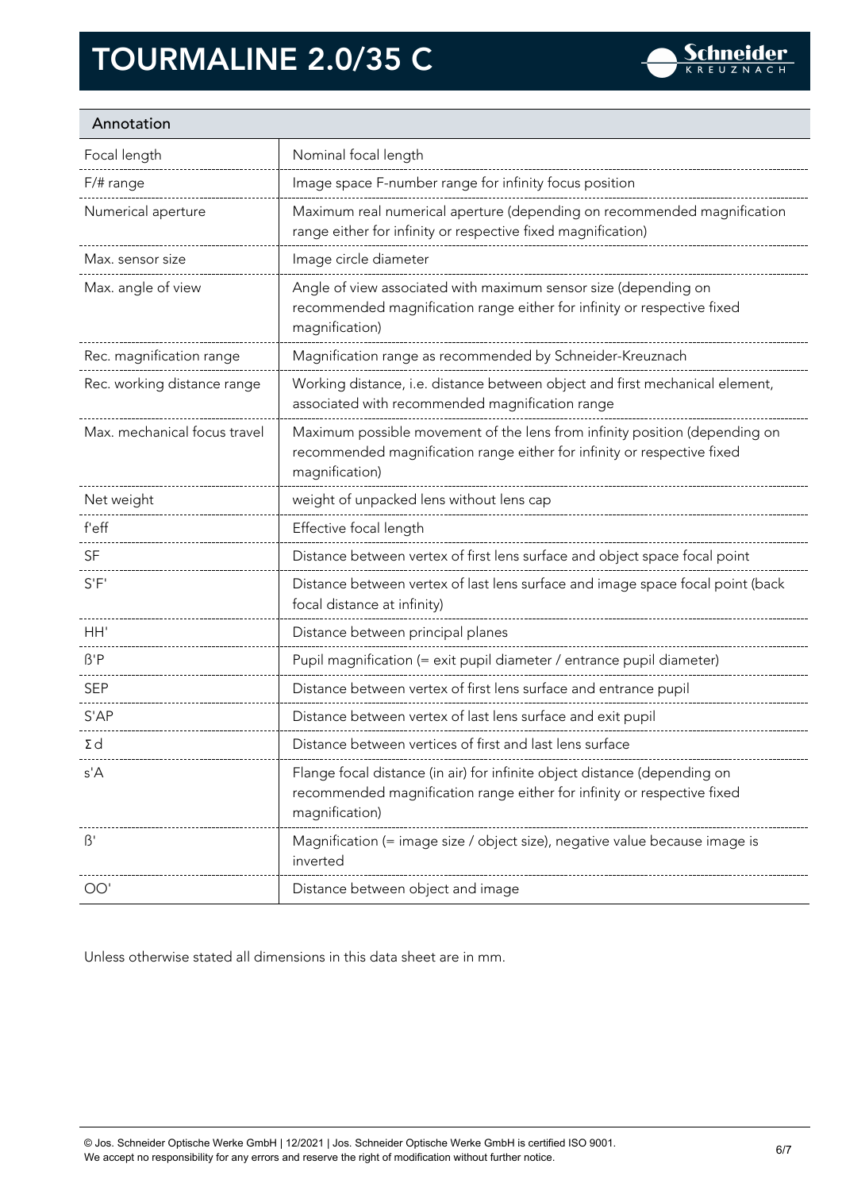# TOURMALINE 2.0/35 C

| Annotation | |
|---|---|
| Focal length | Nominal focal length |
| F/# range | Image space F-number range for infinity focus position |
| Numerical aperture | Maximum real numerical aperture (depending on recommended magnification range either for infinity or respective fixed magnification) |
| Max. sensor size | Image circle diameter |
| Max. angle of view | Angle of view associated with maximum sensor size (depending on recommended magnification range either for infinity or respective fixed magnification) |
| Rec. magnification range | Magnification range as recommended by Schneider-Kreuznach |
| Rec. working distance range | Working distance, i.e. distance between object and first mechanical element, associated with recommended magnification range |
| Max. mechanical focus travel | Maximum possible movement of the lens from infinity position (depending on recommended magnification range either for infinity or respective fixed magnification) |
| Net weight | weight of unpacked lens without lens cap |
| f'eff | Effective focal length |
| SF | Distance between vertex of first lens surface and object space focal point |
| S'F' | Distance between vertex of last lens surface and image space focal point (back focal distance at infinity) |
| HH' | Distance between principal planes |
| ß'P | Pupil magnification (= exit pupil diameter / entrance pupil diameter) |
| SEP | Distance between vertex of first lens surface and entrance pupil |
| S'AP | Distance between vertex of last lens surface and exit pupil |
| Σ d | Distance between vertices of first and last lens surface |
| s'A | Flange focal distance (in air) for infinite object distance (depending on recommended magnification range either for infinity or respective fixed magnification) |
| ß' | Magnification (= image size / object size), negative value because image is inverted |
| OO' | Distance between object and image |

Unless otherwise stated all dimensions in this data sheet are in mm.

© Jos. Schneider Optische Werke GmbH | 12/2021 | Jos. Schneider Optische Werke GmbH is certified ISO 9001.
We accept no responsibility for any errors and reserve the right of modification without further notice.